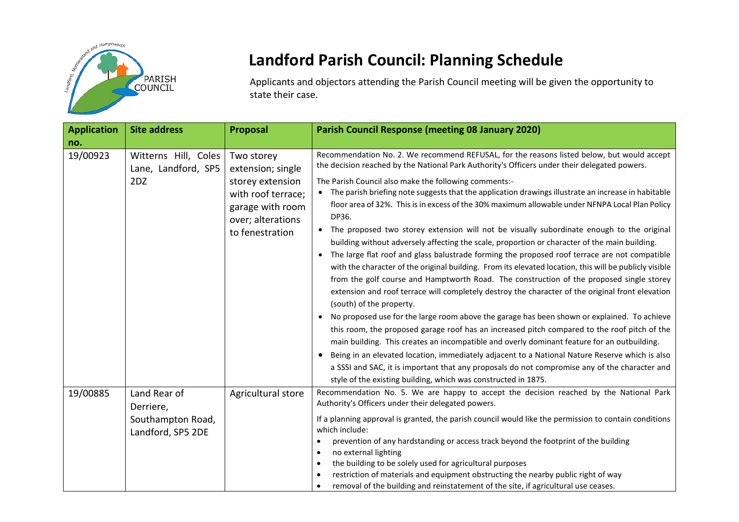# Landford Parish Council: Planning Schedule

Applicants and objectors attending the Parish Council meeting will be given the opportunity to state their case.

| Application no. | Site address | Proposal | Parish Council Response (meeting 08 January 2020) |
|---|---|---|---|
| 19/00923 | Witterns Hill, Coles Lane, Landford, SP5 2DZ | Two storey extension; single storey extension with roof terrace; garage with room over; alterations to fenestration | Recommendation No. 2. We recommend REFUSAL, for the reasons listed below, but would accept the decision reached by the National Park Authority's Officers under their delegated powers.<br><br>The Parish Council also make the following comments:-<br>• The parish briefing note suggests that the application drawings illustrate an increase in habitable floor area of 32%. This is in excess of the 30% maximum allowable under NFNPA Local Plan Policy DP36.<br>• The proposed two storey extension will not be visually subordinate enough to the original building without adversely affecting the scale, proportion or character of the main building.<br>• The large flat roof and glass balustrade forming the proposed roof terrace are not compatible with the character of the original building. From its elevated location, this will be publicly visible from the golf course and Hamptworth Road. The construction of the proposed single storey extension and roof terrace will completely destroy the character of the original front elevation (south) of the property.<br>• No proposed use for the large room above the garage has been shown or explained. To achieve this room, the proposed garage roof has an increased pitch compared to the roof pitch of the main building. This creates an incompatible and overly dominant feature for an outbuilding.<br>• Being in an elevated location, immediately adjacent to a National Nature Reserve which is also a SSSI and SAC, it is important that any proposals do not compromise any of the character and style of the existing building, which was constructed in 1875. |
| 19/00885 | Land Rear of Derriere, Southampton Road, Landford, SP5 2DE | Agricultural store | Recommendation No. 5. We are happy to accept the decision reached by the National Park Authority's Officers under their delegated powers.<br><br>If a planning approval is granted, the parish council would like the permission to contain conditions which include:<br>• prevention of any hardstanding or access track beyond the footprint of the building<br>• no external lighting<br>• the building to be solely used for agricultural purposes<br>• restriction of materials and equipment obstructing the nearby public right of way<br>• removal of the building and reinstatement of the site, if agricultural use ceases. |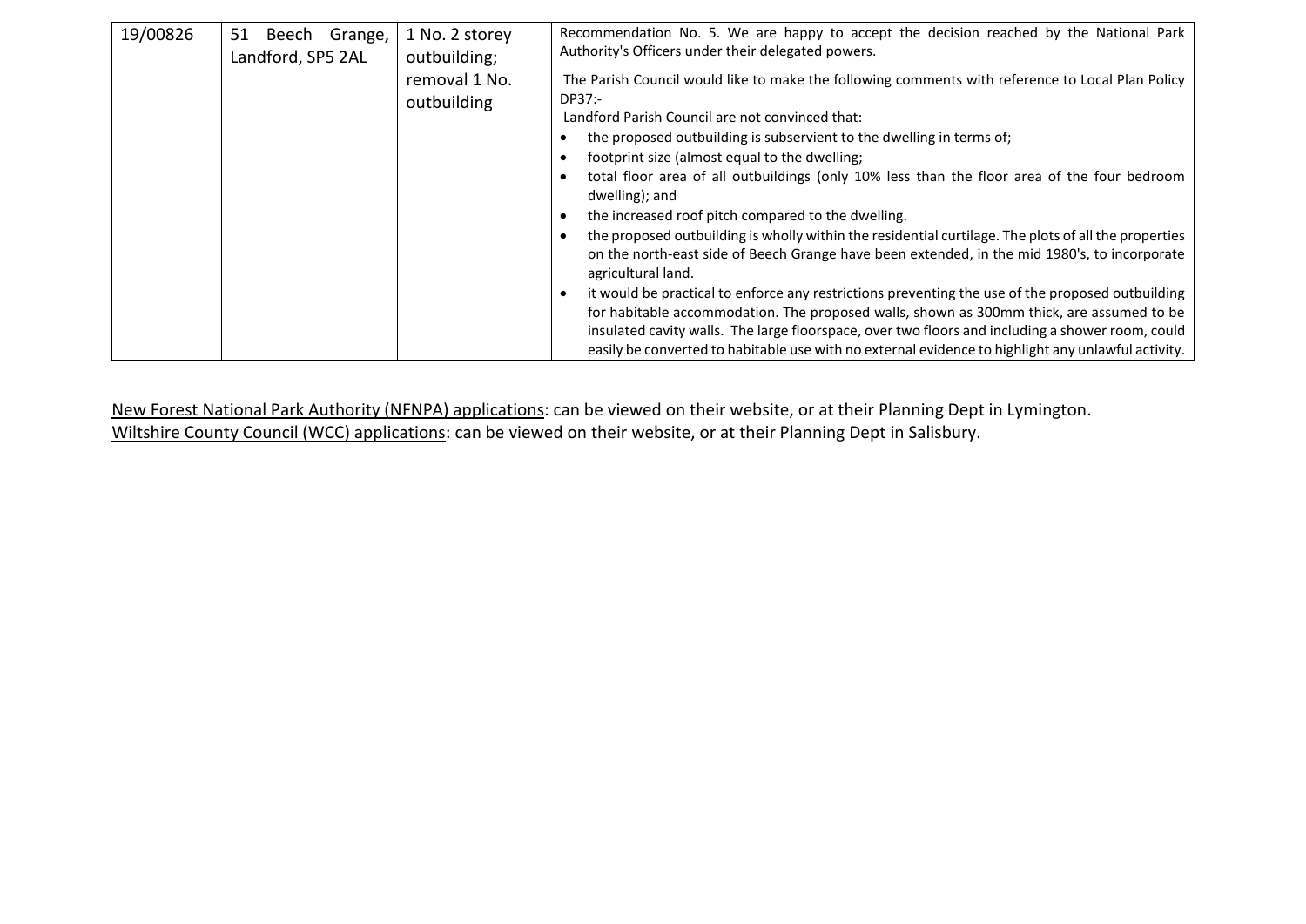| | | | |
|---|---|---|---|
| 19/00826 | 51 Beech Grange, Landford, SP5 2AL | 1 No. 2 storey outbuilding; removal 1 No. outbuilding | Recommendation No. 5. We are happy to accept the decision reached by the National Park Authority's Officers under their delegated powers.<br><br>The Parish Council would like to make the following comments with reference to Local Plan Policy DP37:-<br>Landford Parish Council are not convinced that:<br>• the proposed outbuilding is subservient to the dwelling in terms of;<br>• footprint size (almost equal to the dwelling;<br>• total floor area of all outbuildings (only 10% less than the floor area of the four bedroom dwelling); and<br>• the increased roof pitch compared to the dwelling.<br>• the proposed outbuilding is wholly within the residential curtilage. The plots of all the properties on the north-east side of Beech Grange have been extended, in the mid 1980's, to incorporate agricultural land.<br>• it would be practical to enforce any restrictions preventing the use of the proposed outbuilding for habitable accommodation. The proposed walls, shown as 300mm thick, are assumed to be insulated cavity walls. The large floorspace, over two floors and including a shower room, could easily be converted to habitable use with no external evidence to highlight any unlawful activity. |

New Forest National Park Authority (NFNPA) applications: can be viewed on their website, or at their Planning Dept in Lymington.
Wiltshire County Council (WCC) applications: can be viewed on their website, or at their Planning Dept in Salisbury.